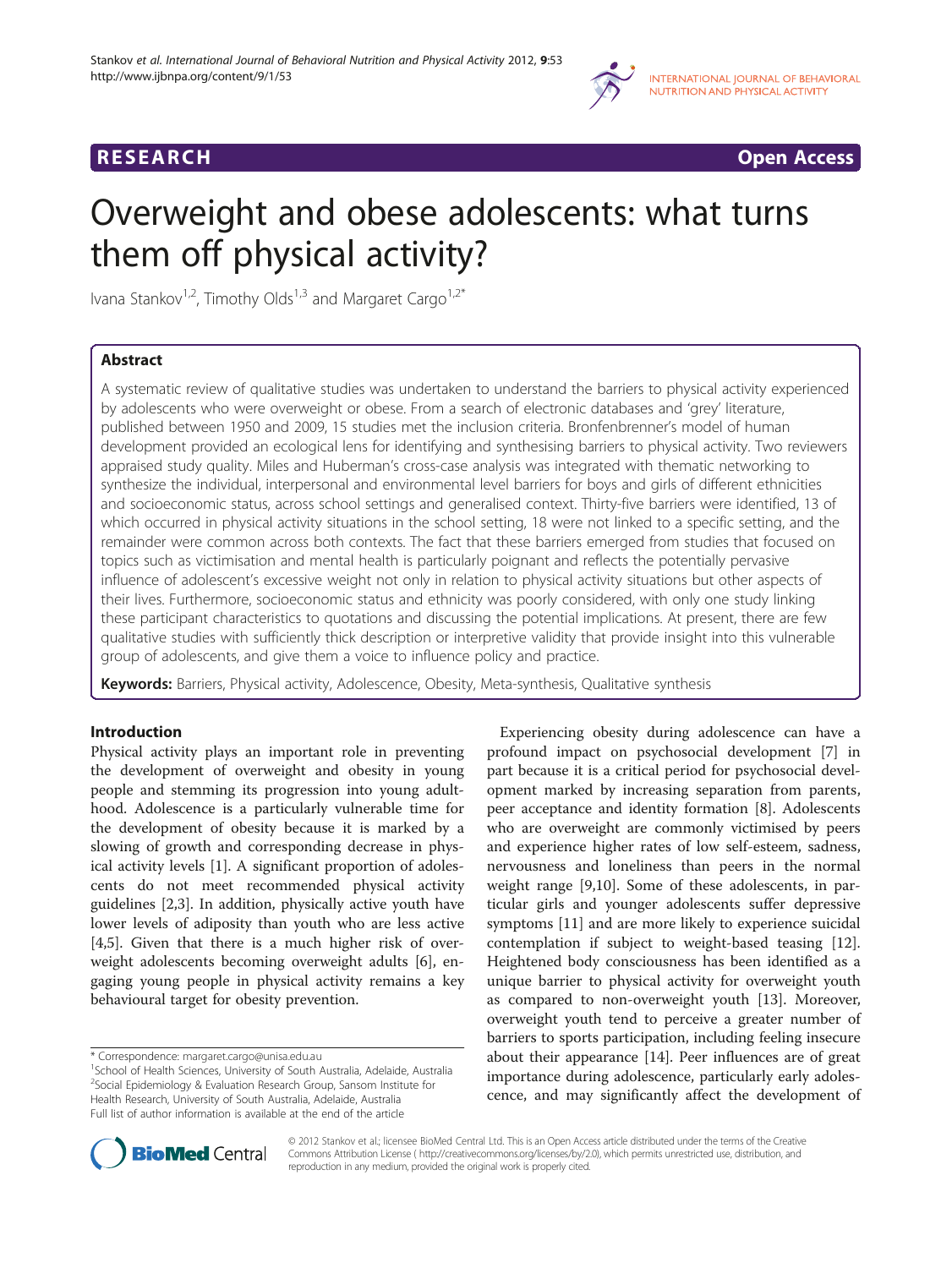**RESEARCH** **Open Access**

# Overweight and obese adolescents: what turns them off physical activity?

Ivana Stankov[1,2], Timothy Olds[1,3] and Margaret Cargo[1,2*]

## Abstract

A systematic review of qualitative studies was undertaken to understand the barriers to physical activity experienced by adolescents who were overweight or obese. From a search of electronic databases and 'grey' literature, published between 1950 and 2009, 15 studies met the inclusion criteria. Bronfenbrenner's model of human development provided an ecological lens for identifying and synthesising barriers to physical activity. Two reviewers appraised study quality. Miles and Huberman's cross-case analysis was integrated with thematic networking to synthesize the individual, interpersonal and environmental level barriers for boys and girls of different ethnicities and socioeconomic status, across school settings and generalised context. Thirty-five barriers were identified, 13 of which occurred in physical activity situations in the school setting, 18 were not linked to a specific setting, and the remainder were common across both contexts. The fact that these barriers emerged from studies that focused on topics such as victimisation and mental health is particularly poignant and reflects the potentially pervasive influence of adolescent's excessive weight not only in relation to physical activity situations but other aspects of their lives. Furthermore, socioeconomic status and ethnicity was poorly considered, with only one study linking these participant characteristics to quotations and discussing the potential implications. At present, there are few qualitative studies with sufficiently thick description or interpretive validity that provide insight into this vulnerable group of adolescents, and give them a voice to influence policy and practice.

**Keywords:** Barriers, Physical activity, Adolescence, Obesity, Meta-synthesis, Qualitative synthesis

## Introduction

Physical activity plays an important role in preventing the development of overweight and obesity in young people and stemming its progression into young adulthood. Adolescence is a particularly vulnerable time for the development of obesity because it is marked by a slowing of growth and corresponding decrease in physical activity levels [1]. A significant proportion of adolescents do not meet recommended physical activity guidelines [2,3]. In addition, physically active youth have lower levels of adiposity than youth who are less active [4,5]. Given that there is a much higher risk of overweight adolescents becoming overweight adults [6], engaging young people in physical activity remains a key behavioural target for obesity prevention.

Experiencing obesity during adolescence can have a profound impact on psychosocial development [7] in part because it is a critical period for psychosocial development marked by increasing separation from parents, peer acceptance and identity formation [8]. Adolescents who are overweight are commonly victimised by peers and experience higher rates of low self-esteem, sadness, nervousness and loneliness than peers in the normal weight range [9,10]. Some of these adolescents, in particular girls and younger adolescents suffer depressive symptoms [11] and are more likely to experience suicidal contemplation if subject to weight-based teasing [12]. Heightened body consciousness has been identified as a unique barrier to physical activity for overweight youth as compared to non-overweight youth [13]. Moreover, overweight youth tend to perceive a greater number of barriers to sports participation, including feeling insecure about their appearance [14]. Peer influences are of great importance during adolescence, particularly early adolescence, and may significantly affect the development of

\* Correspondence: margaret.cargo@unisa.edu.au
[1]School of Health Sciences, University of South Australia, Adelaide, Australia
[2]Social Epidemiology & Evaluation Research Group, Sansom Institute for Health Research, University of South Australia, Adelaide, Australia
Full list of author information is available at the end of the article

© 2012 Stankov et al.; licensee BioMed Central Ltd. This is an Open Access article distributed under the terms of the Creative Commons Attribution License ( http://creativecommons.org/licenses/by/2.0), which permits unrestricted use, distribution, and reproduction in any medium, provided the original work is properly cited.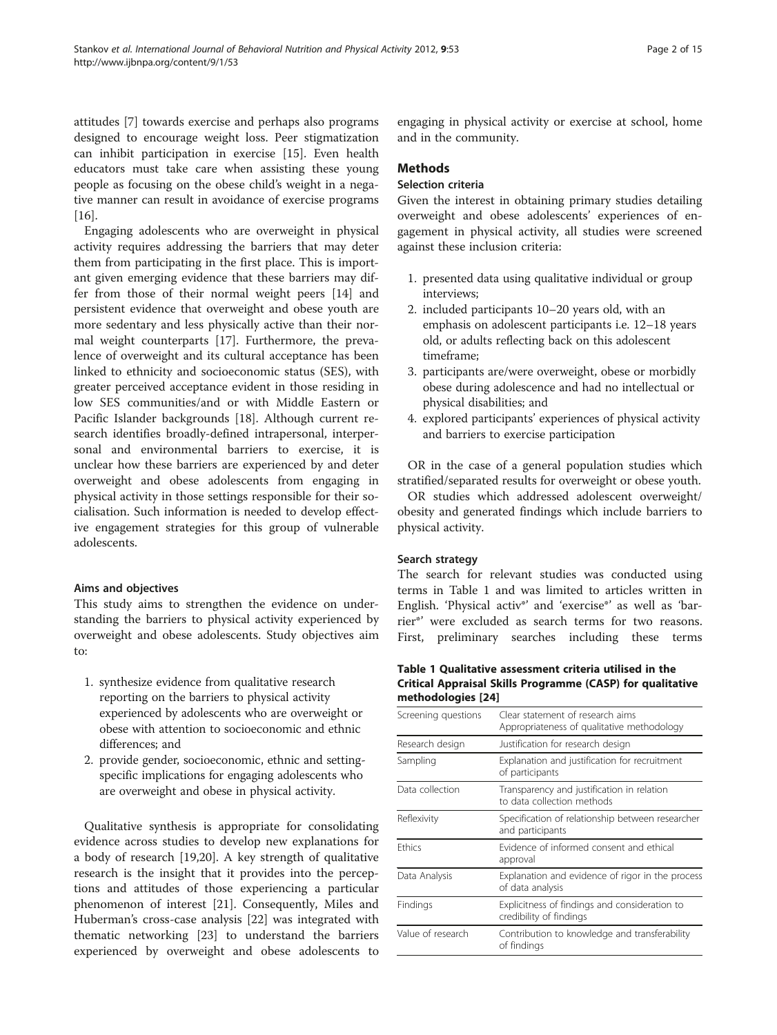attitudes [7] towards exercise and perhaps also programs designed to encourage weight loss. Peer stigmatization can inhibit participation in exercise [15]. Even health educators must take care when assisting these young people as focusing on the obese child's weight in a negative manner can result in avoidance of exercise programs [16].

Engaging adolescents who are overweight in physical activity requires addressing the barriers that may deter them from participating in the first place. This is important given emerging evidence that these barriers may differ from those of their normal weight peers [14] and persistent evidence that overweight and obese youth are more sedentary and less physically active than their normal weight counterparts [17]. Furthermore, the prevalence of overweight and its cultural acceptance has been linked to ethnicity and socioeconomic status (SES), with greater perceived acceptance evident in those residing in low SES communities/and or with Middle Eastern or Pacific Islander backgrounds [18]. Although current research identifies broadly-defined intrapersonal, interpersonal and environmental barriers to exercise, it is unclear how these barriers are experienced by and deter overweight and obese adolescents from engaging in physical activity in those settings responsible for their socialisation. Such information is needed to develop effective engagement strategies for this group of vulnerable adolescents.

### Aims and objectives

This study aims to strengthen the evidence on understanding the barriers to physical activity experienced by overweight and obese adolescents. Study objectives aim to:

1. synthesize evidence from qualitative research reporting on the barriers to physical activity experienced by adolescents who are overweight or obese with attention to socioeconomic and ethnic differences; and
2. provide gender, socioeconomic, ethnic and setting-specific implications for engaging adolescents who are overweight and obese in physical activity.

Qualitative synthesis is appropriate for consolidating evidence across studies to develop new explanations for a body of research [19,20]. A key strength of qualitative research is the insight that it provides into the perceptions and attitudes of those experiencing a particular phenomenon of interest [21]. Consequently, Miles and Huberman's cross-case analysis [22] was integrated with thematic networking [23] to understand the barriers experienced by overweight and obese adolescents to engaging in physical activity or exercise at school, home and in the community.

## Methods

### Selection criteria

Given the interest in obtaining primary studies detailing overweight and obese adolescents' experiences of engagement in physical activity, all studies were screened against these inclusion criteria:

1. presented data using qualitative individual or group interviews;
2. included participants 10–20 years old, with an emphasis on adolescent participants i.e. 12–18 years old, or adults reflecting back on this adolescent timeframe;
3. participants are/were overweight, obese or morbidly obese during adolescence and had no intellectual or physical disabilities; and
4. explored participants' experiences of physical activity and barriers to exercise participation

OR in the case of a general population studies which stratified/separated results for overweight or obese youth.

OR studies which addressed adolescent overweight/obesity and generated findings which include barriers to physical activity.

### Search strategy

The search for relevant studies was conducted using terms in Table 1 and was limited to articles written in English. 'Physical activ*' and 'exercise*' as well as 'barrier*' were excluded as search terms for two reasons. First, preliminary searches including these terms

**Table 1 Qualitative assessment criteria utilised in the Critical Appraisal Skills Programme (CASP) for qualitative methodologies [24]**

| | |
|---|---|
| Screening questions | Clear statement of research aims<br>Appropriateness of qualitative methodology |
| Research design | Justification for research design |
| Sampling | Explanation and justification for recruitment of participants |
| Data collection | Transparency and justification in relation to data collection methods |
| Reflexivity | Specification of relationship between researcher and participants |
| Ethics | Evidence of informed consent and ethical approval |
| Data Analysis | Explanation and evidence of rigor in the process of data analysis |
| Findings | Explicitness of findings and consideration to credibility of findings |
| Value of research | Contribution to knowledge and transferability of findings |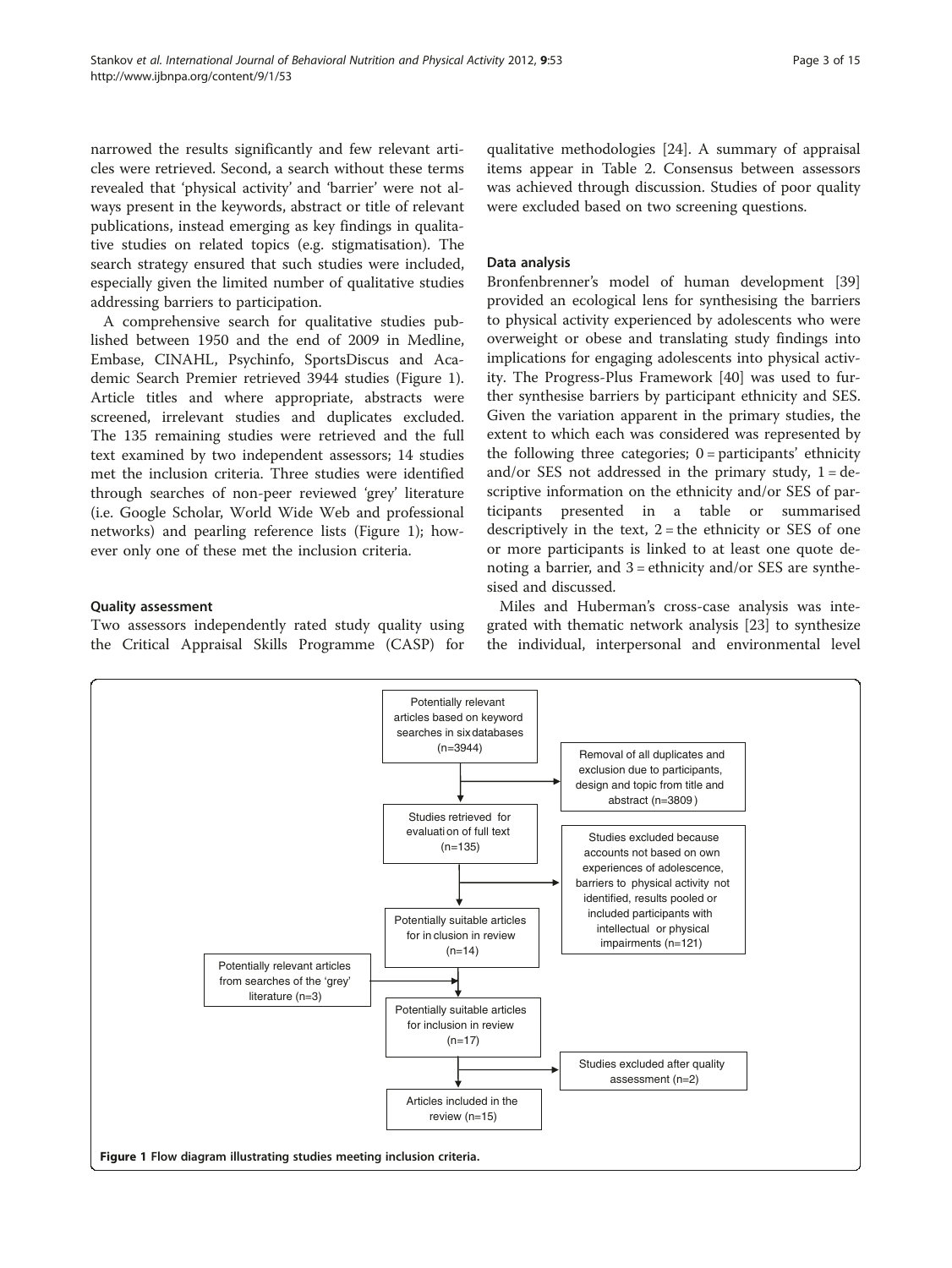narrowed the results significantly and few relevant articles were retrieved. Second, a search without these terms revealed that 'physical activity' and 'barrier' were not always present in the keywords, abstract or title of relevant publications, instead emerging as key findings in qualitative studies on related topics (e.g. stigmatisation). The search strategy ensured that such studies were included, especially given the limited number of qualitative studies addressing barriers to participation.

A comprehensive search for qualitative studies published between 1950 and the end of 2009 in Medline, Embase, CINAHL, Psychinfo, SportsDiscus and Academic Search Premier retrieved 3944 studies (Figure 1). Article titles and where appropriate, abstracts were screened, irrelevant studies and duplicates excluded. The 135 remaining studies were retrieved and the full text examined by two independent assessors; 14 studies met the inclusion criteria. Three studies were identified through searches of non-peer reviewed 'grey' literature (i.e. Google Scholar, World Wide Web and professional networks) and pearling reference lists (Figure 1); however only one of these met the inclusion criteria.

### Quality assessment

Two assessors independently rated study quality using the Critical Appraisal Skills Programme (CASP) for qualitative methodologies [24]. A summary of appraisal items appear in Table 2. Consensus between assessors was achieved through discussion. Studies of poor quality were excluded based on two screening questions.

### Data analysis

Bronfenbrenner's model of human development [39] provided an ecological lens for synthesising the barriers to physical activity experienced by adolescents who were overweight or obese and translating study findings into implications for engaging adolescents into physical activity. The Progress-Plus Framework [40] was used to further synthesise barriers by participant ethnicity and SES. Given the variation apparent in the primary studies, the extent to which each was considered was represented by the following three categories; 0 = participants' ethnicity and/or SES not addressed in the primary study, 1 = descriptive information on the ethnicity and/or SES of participants presented in a table or summarised descriptively in the text, 2 = the ethnicity or SES of one or more participants is linked to at least one quote denoting a barrier, and 3 = ethnicity and/or SES are synthesised and discussed.

Miles and Huberman's cross-case analysis was integrated with thematic network analysis [23] to synthesize the individual, interpersonal and environmental level

- Potentially relevant articles based on keyword searches in six databases (n=3944)
  - → Removal of all duplicates and exclusion due to participants, design and topic from title and abstract (n=3809)
- Studies retrieved for evaluation of full text (n=135)
  - → Studies excluded because accounts not based on own experiences of adolescence, barriers to physical activity not identified, results pooled or included participants with intellectual or physical impairments (n=121)
- Potentially suitable articles for inclusion in review (n=14)
  - ← Potentially relevant articles from searches of the 'grey' literature (n=3)
- Potentially suitable articles for inclusion in review (n=17)
  - → Studies excluded after quality assessment (n=2)
- Articles included in the review (n=15)

**Figure 1** Flow diagram illustrating studies meeting inclusion criteria.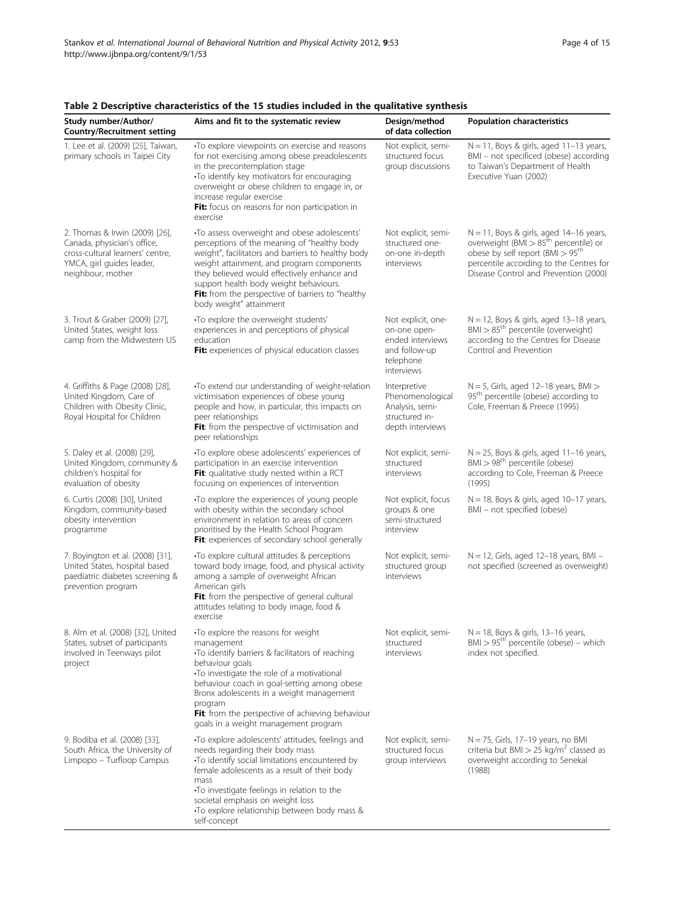**Table 2 Descriptive characteristics of the 15 studies included in the qualitative synthesis**

| Study number/Author/ Country/Recruitment setting | Aims and fit to the systematic review | Design/method of data collection | Population characteristics |
|---|---|---|---|
| 1. Lee et al. (2009) [25], Taiwan, primary schools in Taipei City | •To explore viewpoints on exercise and reasons for not exercising among obese preadolescents in the precontemplation stage<br>•To identify key motivators for encouraging overweight or obese children to engage in, or increase regular exercise<br>**Fit:** focus on reasons for non participation in exercise | Not explicit, semi-structured focus group discussions | N = 11, Boys & girls, aged 11–13 years, BMI – not specificed (obese) according to Taiwan's Department of Health Executive Yuan (2002) |
| 2. Thomas & Irwin (2009) [26], Canada, physician's office, cross-cultural learners' centre, YMCA, girl guides leader, neighbour, mother | •To assess overweight and obese adolescents' perceptions of the meaning of "healthy body weight", facilitators and barriers to healthy body weight attainment, and program components they believed would effectively enhance and support health body weight behaviours.<br>**Fit:** from the perspective of barriers to "healthy body weight" attainment | Not explicit, semi-structured one-on-one in-depth interviews | N = 11, Boys & girls, aged 14–16 years, overweight (BMI > 85[th] percentile) or obese by self report (BMI > 95[th] percentile according to the Centres for Disease Control and Prevention (2000) |
| 3. Trout & Graber (2009) [27], United States, weight loss camp from the Midwestern US | •To explore the overweight students' experiences in and perceptions of physical education<br>**Fit:** experiences of physical education classes | Not explicit, one-on-one open-ended interviews and follow-up telephone interviews | N = 12, Boys & girls, aged 13–18 years, BMI > 85[th] percentile (overweight) according to the Centres for Disease Control and Prevention |
| 4. Griffiths & Page (2008) [28], United Kingdom, Care of Children with Obesity Clinic, Royal Hospital for Children | •To extend our understanding of weight-relation victimisation experiences of obese young people and how, in particular, this impacts on peer relationships<br>**Fit**: from the perspective of victimisation and peer relationships | Interpretive Phenomenological Analysis, semi-structured in-depth interviews | N = 5, Girls, aged 12–18 years, BMI > 95[th] percentile (obese) according to Cole, Freeman & Preece (1995) |
| 5. Daley et al. (2008) [29], United Kingdom, community & children's hospital for evaluation of obesity | •To explore obese adolescents' experiences of participation in an exercise intervention<br>**Fit**: qualitative study nested within a RCT focusing on experiences of intervention | Not explicit, semi-structured interviews | N = 25, Boys & girls, aged 11–16 years, BMI > 98[th] percentile (obese) according to Cole, Freeman & Preece (1995) |
| 6. Curtis (2008) [30], United Kingdom, community-based obesity intervention programme | •To explore the experiences of young people with obesity within the secondary school environment in relation to areas of concern prioritised by the Health School Program<br>**Fit**: experiences of secondary school generally | Not explicit, focus groups & one semi-structured interview | N = 18, Boys & girls, aged 10–17 years, BMI – not specified (obese) |
| 7. Boyington et al. (2008) [31], United States, hospital based paediatric diabetes screening & prevention program | •To explore cultural attitudes & perceptions toward body image, food, and physical activity among a sample of overweight African American girls<br>**Fit**: from the perspective of general cultural attitudes relating to body image, food & exercise | Not explicit, semi-structured group interviews | N = 12, Girls, aged 12–18 years, BMI – not specified (screened as overweight) |
| 8. Alm et al. (2008) [32], United States, subset of participants involved in Teenways pilot project | •To explore the reasons for weight management<br>•To identify barriers & facilitators of reaching behaviour goals<br>•To investigate the role of a motivational behaviour coach in goal-setting among obese Bronx adolescents in a weight management program<br>**Fit**: from the perspective of achieving behaviour goals in a weight management program | Not explicit, semi-structured interviews | N = 18, Boys & girls, 13–16 years, BMI > 95[th] percentile (obese) – which index not specified. |
| 9. Bodiba et al. (2008) [33], South Africa, the University of Limpopo – Turfloop Campus | •To explore adolescents' attitudes, feelings and needs regarding their body mass<br>•To identify social limitations encountered by female adolescents as a result of their body mass<br>•To investigate feelings in relation to the societal emphasis on weight loss<br>•To explore relationship between body mass & self-concept | Not explicit, semi-structured focus group interviews | N = 75, Girls, 17–19 years, no BMI criteria but BMI > 25 kg/m$^2$ classed as overweight according to Senekal (1988) |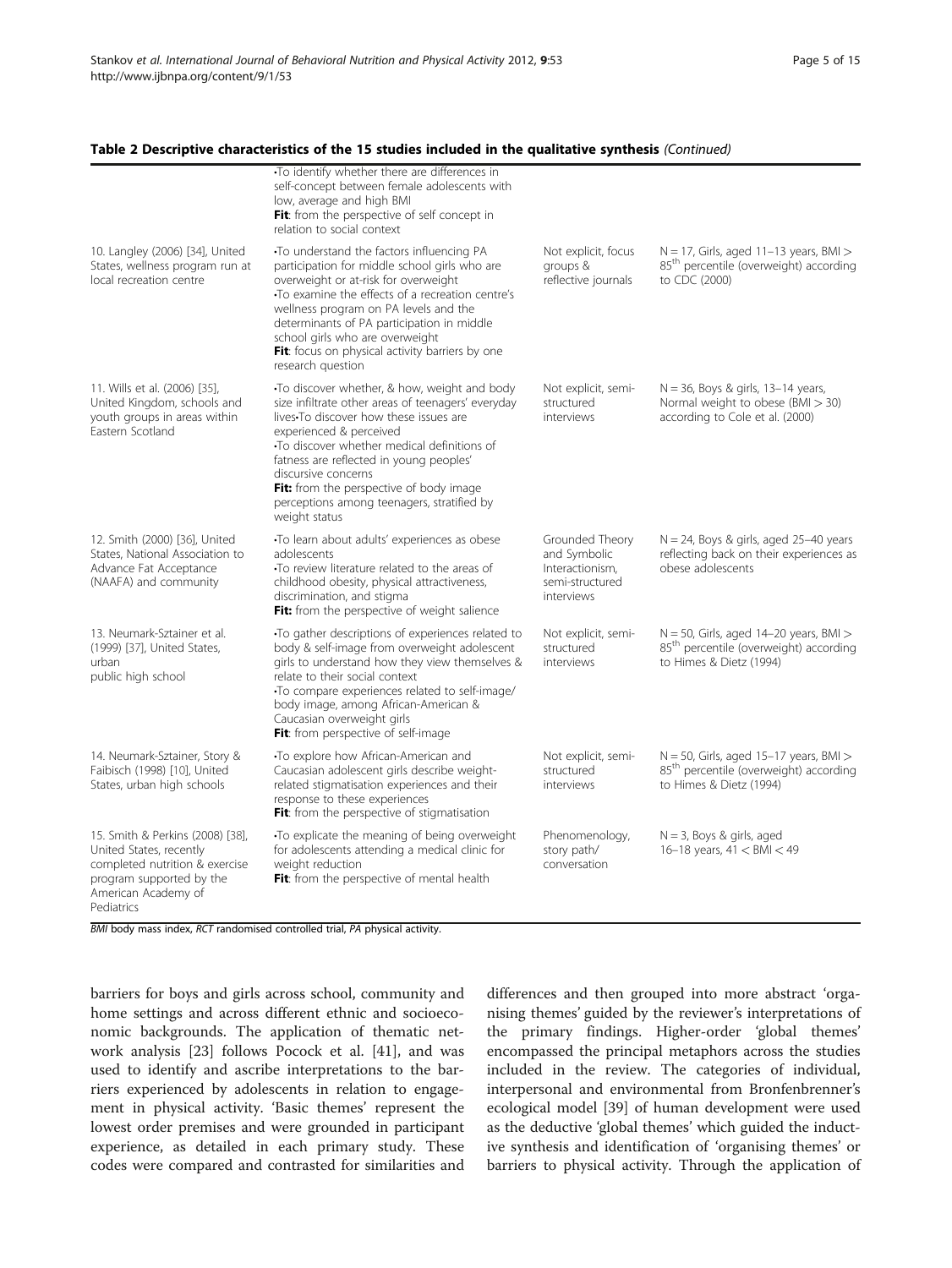**Table 2 Descriptive characteristics of the 15 studies included in the qualitative synthesis** *(Continued)*

| | | | |
|---|---|---|---|
| | •To identify whether there are differences in self-concept between female adolescents with low, average and high BMI<br>**Fit**: from the perspective of self concept in relation to social context | | |
| 10. Langley (2006) [34], United States, wellness program run at local recreation centre | •To understand the factors influencing PA participation for middle school girls who are overweight or at-risk for overweight<br>•To examine the effects of a recreation centre's wellness program on PA levels and the determinants of PA participation in middle school girls who are overweight<br>**Fit**: focus on physical activity barriers by one research question | Not explicit, focus groups & reflective journals | N = 17, Girls, aged 11–13 years, BMI > 85th percentile (overweight) according to CDC (2000) |
| 11. Wills et al. (2006) [35], United Kingdom, schools and youth groups in areas within Eastern Scotland | •To discover whether, & how, weight and body size infiltrate other areas of teenagers' everyday lives•To discover how these issues are experienced & perceived<br>•To discover whether medical definitions of fatness are reflected in young peoples' discursive concerns<br>**Fit:** from the perspective of body image perceptions among teenagers, stratified by weight status | Not explicit, semi-structured interviews | N = 36, Boys & girls, 13–14 years, Normal weight to obese (BMI > 30) according to Cole et al. (2000) |
| 12. Smith (2000) [36], United States, National Association to Advance Fat Acceptance (NAAFA) and community | •To learn about adults' experiences as obese adolescents<br>•To review literature related to the areas of childhood obesity, physical attractiveness, discrimination, and stigma<br>**Fit:** from the perspective of weight salience | Grounded Theory and Symbolic Interactionism, semi-structured interviews | N = 24, Boys & girls, aged 25–40 years reflecting back on their experiences as obese adolescents |
| 13. Neumark-Sztainer et al. (1999) [37], United States, urban public high school | •To gather descriptions of experiences related to body & self-image from overweight adolescent girls to understand how they view themselves & relate to their social context<br>•To compare experiences related to self-image/ body image, among African-American & Caucasian overweight girls<br>**Fit**: from perspective of self-image | Not explicit, semi-structured interviews | N = 50, Girls, aged 14–20 years, BMI > 85th percentile (overweight) according to Himes & Dietz (1994) |
| 14. Neumark-Sztainer, Story & Faibisch (1998) [10], United States, urban high schools | •To explore how African-American and Caucasian adolescent girls describe weight-related stigmatisation experiences and their response to these experiences<br>**Fit**: from the perspective of stigmatisation | Not explicit, semi-structured interviews | N = 50, Girls, aged 15–17 years, BMI > 85th percentile (overweight) according to Himes & Dietz (1994) |
| 15. Smith & Perkins (2008) [38], United States, recently completed nutrition & exercise program supported by the American Academy of Pediatrics | •To explicate the meaning of being overweight for adolescents attending a medical clinic for weight reduction<br>**Fit**: from the perspective of mental health | Phenomenology, story path/ conversation | N = 3, Boys & girls, aged 16–18 years, 41 < BMI < 49 |

*BMI* body mass index, *RCT* randomised controlled trial, *PA* physical activity.

barriers for boys and girls across school, community and home settings and across different ethnic and socioeconomic backgrounds. The application of thematic network analysis [23] follows Pocock et al. [41], and was used to identify and ascribe interpretations to the barriers experienced by adolescents in relation to engagement in physical activity. 'Basic themes' represent the lowest order premises and were grounded in participant experience, as detailed in each primary study. These codes were compared and contrasted for similarities and differences and then grouped into more abstract 'organising themes' guided by the reviewer's interpretations of the primary findings. Higher-order 'global themes' encompassed the principal metaphors across the studies included in the review. The categories of individual, interpersonal and environmental from Bronfenbrenner's ecological model [39] of human development were used as the deductive 'global themes' which guided the inductive synthesis and identification of 'organising themes' or barriers to physical activity. Through the application of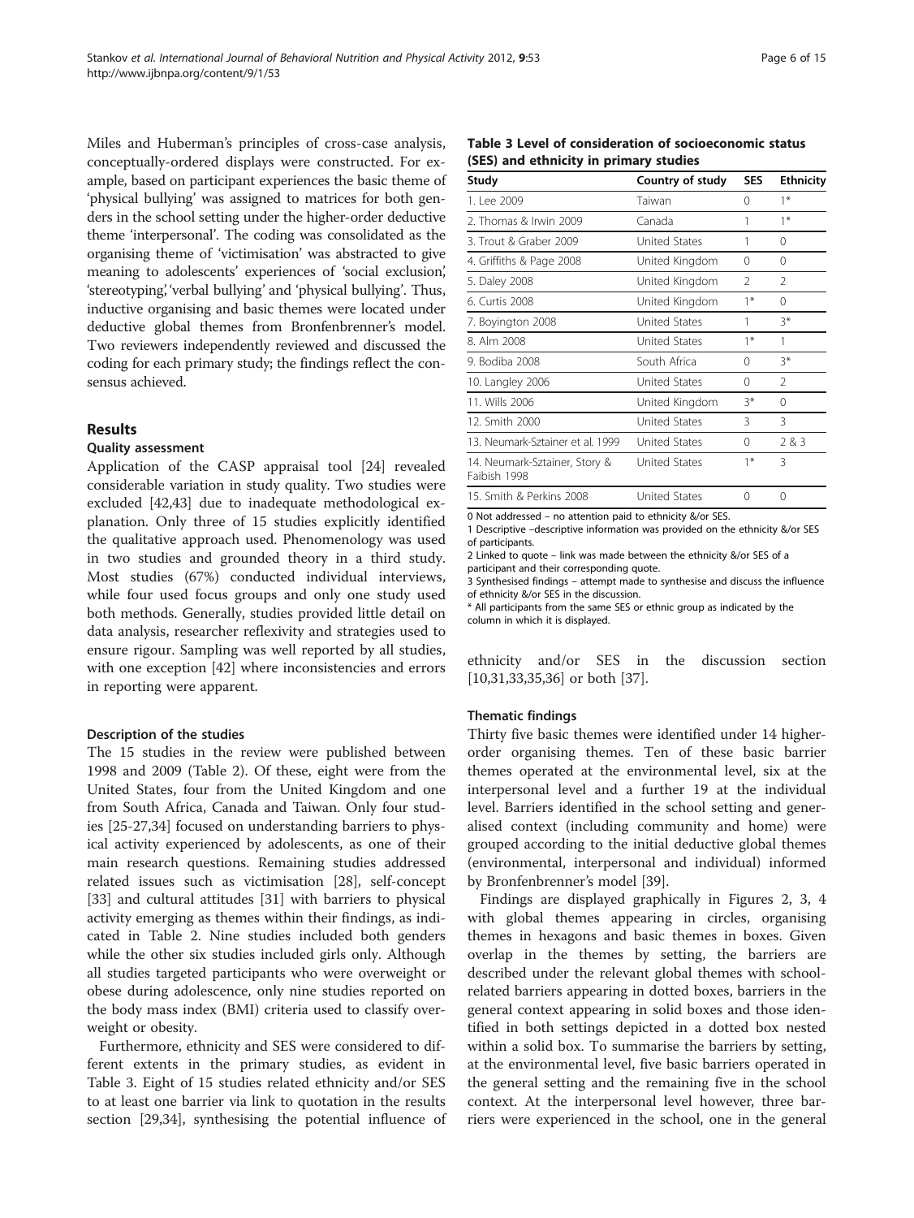Miles and Huberman's principles of cross-case analysis, conceptually-ordered displays were constructed. For example, based on participant experiences the basic theme of 'physical bullying' was assigned to matrices for both genders in the school setting under the higher-order deductive theme 'interpersonal'. The coding was consolidated as the organising theme of 'victimisation' was abstracted to give meaning to adolescents' experiences of 'social exclusion', 'stereotyping', 'verbal bullying' and 'physical bullying'. Thus, inductive organising and basic themes were located under deductive global themes from Bronfenbrenner's model. Two reviewers independently reviewed and discussed the coding for each primary study; the findings reflect the consensus achieved.

## Results

### Quality assessment

Application of the CASP appraisal tool [24] revealed considerable variation in study quality. Two studies were excluded [42,43] due to inadequate methodological explanation. Only three of 15 studies explicitly identified the qualitative approach used. Phenomenology was used in two studies and grounded theory in a third study. Most studies (67%) conducted individual interviews, while four used focus groups and only one study used both methods. Generally, studies provided little detail on data analysis, researcher reflexivity and strategies used to ensure rigour. Sampling was well reported by all studies, with one exception [42] where inconsistencies and errors in reporting were apparent.

### Description of the studies

The 15 studies in the review were published between 1998 and 2009 (Table 2). Of these, eight were from the United States, four from the United Kingdom and one from South Africa, Canada and Taiwan. Only four studies [25-27,34] focused on understanding barriers to physical activity experienced by adolescents, as one of their main research questions. Remaining studies addressed related issues such as victimisation [28], self-concept [33] and cultural attitudes [31] with barriers to physical activity emerging as themes within their findings, as indicated in Table 2. Nine studies included both genders while the other six studies included girls only. Although all studies targeted participants who were overweight or obese during adolescence, only nine studies reported on the body mass index (BMI) criteria used to classify overweight or obesity.

Furthermore, ethnicity and SES were considered to different extents in the primary studies, as evident in Table 3. Eight of 15 studies related ethnicity and/or SES to at least one barrier via link to quotation in the results section [29,34], synthesising the potential influence of ethnicity and/or SES in the discussion section [10,31,33,35,36] or both [37].

**Table 3 Level of consideration of socioeconomic status (SES) and ethnicity in primary studies**

| Study | Country of study | SES | Ethnicity |
|---|---|---|---|
| 1. Lee 2009 | Taiwan | 0 | 1* |
| 2. Thomas & Irwin 2009 | Canada | 1 | 1* |
| 3. Trout & Graber 2009 | United States | 1 | 0 |
| 4. Griffiths & Page 2008 | United Kingdom | 0 | 0 |
| 5. Daley 2008 | United Kingdom | 2 | 2 |
| 6. Curtis 2008 | United Kingdom | 1* | 0 |
| 7. Boyington 2008 | United States | 1 | 3* |
| 8. Alm 2008 | United States | 1* | 1 |
| 9. Bodiba 2008 | South Africa | 0 | 3* |
| 10. Langley 2006 | United States | 0 | 2 |
| 11. Wills 2006 | United Kingdom | 3* | 0 |
| 12. Smith 2000 | United States | 3 | 3 |
| 13. Neumark-Sztainer et al. 1999 | United States | 0 | 2 & 3 |
| 14. Neumark-Sztainer, Story & Faibish 1998 | United States | 1* | 3 |
| 15. Smith & Perkins 2008 | United States | 0 | 0 |

0 Not addressed – no attention paid to ethnicity &/or SES.
1 Descriptive –descriptive information was provided on the ethnicity &/or SES of participants.
2 Linked to quote – link was made between the ethnicity &/or SES of a participant and their corresponding quote.
3 Synthesised findings – attempt made to synthesise and discuss the influence of ethnicity &/or SES in the discussion.
* All participants from the same SES or ethnic group as indicated by the column in which it is displayed.

### Thematic findings

Thirty five basic themes were identified under 14 higher-order organising themes. Ten of these basic barrier themes operated at the environmental level, six at the interpersonal level and a further 19 at the individual level. Barriers identified in the school setting and generalised context (including community and home) were grouped according to the initial deductive global themes (environmental, interpersonal and individual) informed by Bronfenbrenner's model [39].

Findings are displayed graphically in Figures 2, 3, 4 with global themes appearing in circles, organising themes in hexagons and basic themes in boxes. Given overlap in the themes by setting, the barriers are described under the relevant global themes with school-related barriers appearing in dotted boxes, barriers in the general context appearing in solid boxes and those identified in both settings depicted in a dotted box nested within a solid box. To summarise the barriers by setting, at the environmental level, five basic barriers operated in the general setting and the remaining five in the school context. At the interpersonal level however, three barriers were experienced in the school, one in the general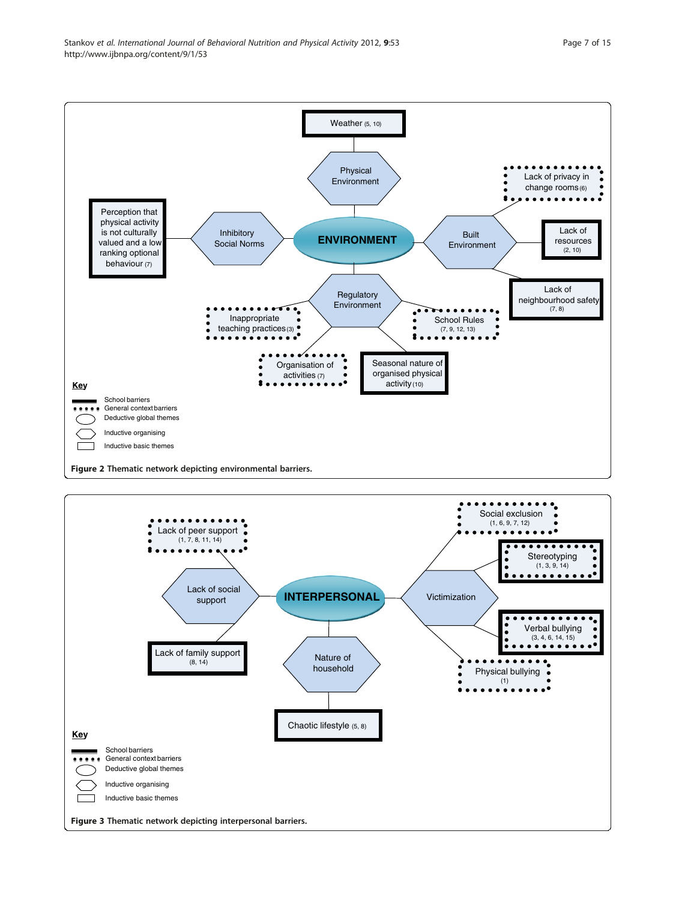Weather (5, 10)

Physical Environment

Perception that physical activity is not culturally valued and a low ranking optional behaviour (7)

Inhibitory Social Norms

ENVIRONMENT

Built Environment

Lack of privacy in change rooms (6)

Lack of resources (2, 10)

Lack of neighbourhood safety (7, 8)

Regulatory Environment

Inappropriate teaching practices (3)

School Rules (7, 9, 12, 13)

Organisation of activities (7)

Seasonal nature of organised physical activity (10)

**Key**

- School barriers
- General context barriers
- Deductive global themes
- Inductive organising
- Inductive basic themes

**Figure 2** Thematic network depicting environmental barriers.

Lack of peer support (1, 7, 8, 11, 14)

Lack of social support

Lack of family support (8, 14)

INTERPERSONAL

Nature of household

Chaotic lifestyle (5, 8)

Victimization

Social exclusion (1, 6, 9, 7, 12)

Stereotyping (1, 3, 9, 14)

Verbal bullying (3, 4, 6, 14, 15)

Physical bullying (1)

**Key**

- School barriers
- General context barriers
- Deductive global themes
- Inductive organising
- Inductive basic themes

**Figure 3** Thematic network depicting interpersonal barriers.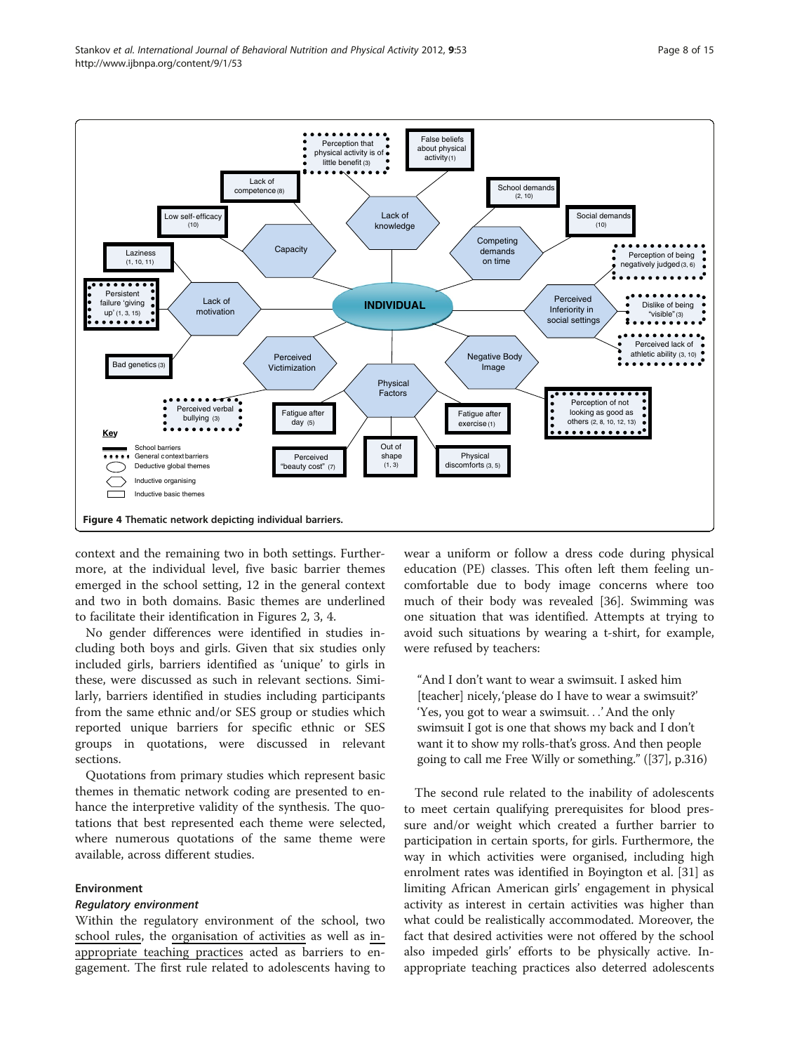Figure 4 Thematic network depicting individual barriers.

context and the remaining two in both settings. Furthermore, at the individual level, five basic barrier themes emerged in the school setting, 12 in the general context and two in both domains. Basic themes are underlined to facilitate their identification in Figures 2, 3, 4.

No gender differences were identified in studies including both boys and girls. Given that six studies only included girls, barriers identified as 'unique' to girls in these, were discussed as such in relevant sections. Similarly, barriers identified in studies including participants from the same ethnic and/or SES group or studies which reported unique barriers for specific ethnic or SES groups in quotations, were discussed in relevant sections.

Quotations from primary studies which represent basic themes in thematic network coding are presented to enhance the interpretive validity of the synthesis. The quotations that best represented each theme were selected, where numerous quotations of the same theme were available, across different studies.

## Environment

### *Regulatory environment*

Within the regulatory environment of the school, two school rules, the organisation of activities as well as inappropriate teaching practices acted as barriers to engagement. The first rule related to adolescents having to wear a uniform or follow a dress code during physical education (PE) classes. This often left them feeling uncomfortable due to body image concerns where too much of their body was revealed [36]. Swimming was one situation that was identified. Attempts at trying to avoid such situations by wearing a t-shirt, for example, were refused by teachers:

> "And I don't want to wear a swimsuit. I asked him [teacher] nicely,'please do I have to wear a swimsuit?' 'Yes, you got to wear a swimsuit. . .' And the only swimsuit I got is one that shows my back and I don't want it to show my rolls-that's gross. And then people going to call me Free Willy or something." ([37], p.316)

The second rule related to the inability of adolescents to meet certain qualifying prerequisites for blood pressure and/or weight which created a further barrier to participation in certain sports, for girls. Furthermore, the way in which activities were organised, including high enrolment rates was identified in Boyington et al. [31] as limiting African American girls' engagement in physical activity as interest in certain activities was higher than what could be realistically accommodated. Moreover, the fact that desired activities were not offered by the school also impeded girls' efforts to be physically active. Inappropriate teaching practices also deterred adolescents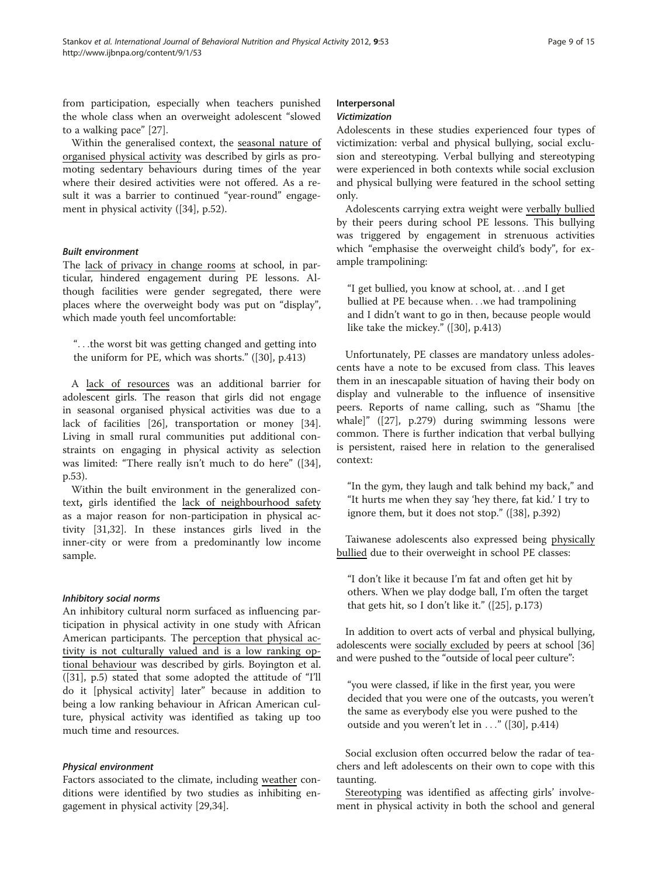from participation, especially when teachers punished the whole class when an overweight adolescent "slowed to a walking pace" [27].

Within the generalised context, the seasonal nature of organised physical activity was described by girls as promoting sedentary behaviours during times of the year where their desired activities were not offered. As a result it was a barrier to continued "year-round" engagement in physical activity ([34], p.52).

#### *Built environment*

The lack of privacy in change rooms at school, in particular, hindered engagement during PE lessons. Although facilities were gender segregated, there were places where the overweight body was put on "display", which made youth feel uncomfortable:

> "...the worst bit was getting changed and getting into the uniform for PE, which was shorts." ([30], p.413)

A lack of resources was an additional barrier for adolescent girls. The reason that girls did not engage in seasonal organised physical activities was due to a lack of facilities [26], transportation or money [34]. Living in small rural communities put additional constraints on engaging in physical activity as selection was limited: "There really isn't much to do here" ([34], p.53).

Within the built environment in the generalized context**,** girls identified the lack of neighbourhood safety as a major reason for non-participation in physical activity [31,32]. In these instances girls lived in the inner-city or were from a predominantly low income sample.

#### *Inhibitory social norms*

An inhibitory cultural norm surfaced as influencing participation in physical activity in one study with African American participants. The perception that physical activity is not culturally valued and is a low ranking optional behaviour was described by girls. Boyington et al. ([31], p.5) stated that some adopted the attitude of "I'll do it [physical activity] later" because in addition to being a low ranking behaviour in African American culture, physical activity was identified as taking up too much time and resources.

#### *Physical environment*

Factors associated to the climate, including weather conditions were identified by two studies as inhibiting engagement in physical activity [29,34].

### Interpersonal

#### *Victimization*

Adolescents in these studies experienced four types of victimization: verbal and physical bullying, social exclusion and stereotyping. Verbal bullying and stereotyping were experienced in both contexts while social exclusion and physical bullying were featured in the school setting only.

Adolescents carrying extra weight were verbally bullied by their peers during school PE lessons. This bullying was triggered by engagement in strenuous activities which "emphasise the overweight child's body", for example trampolining:

> "I get bullied, you know at school, at...and I get bullied at PE because when...we had trampolining and I didn't want to go in then, because people would like take the mickey." ([30], p.413)

Unfortunately, PE classes are mandatory unless adolescents have a note to be excused from class. This leaves them in an inescapable situation of having their body on display and vulnerable to the influence of insensitive peers. Reports of name calling, such as "Shamu [the whale]" ([27], p.279) during swimming lessons were common. There is further indication that verbal bullying is persistent, raised here in relation to the generalised context:

> "In the gym, they laugh and talk behind my back," and "It hurts me when they say 'hey there, fat kid.' I try to ignore them, but it does not stop." ([38], p.392)

Taiwanese adolescents also expressed being physically bullied due to their overweight in school PE classes:

> "I don't like it because I'm fat and often get hit by others. When we play dodge ball, I'm often the target that gets hit, so I don't like it." ([25], p.173)

In addition to overt acts of verbal and physical bullying, adolescents were socially excluded by peers at school [36] and were pushed to the "outside of local peer culture":

> "you were classed, if like in the first year, you were decided that you were one of the outcasts, you weren't the same as everybody else you were pushed to the outside and you weren't let in ..." ([30], p.414)

Social exclusion often occurred below the radar of teachers and left adolescents on their own to cope with this taunting.

Stereotyping was identified as affecting girls' involvement in physical activity in both the school and general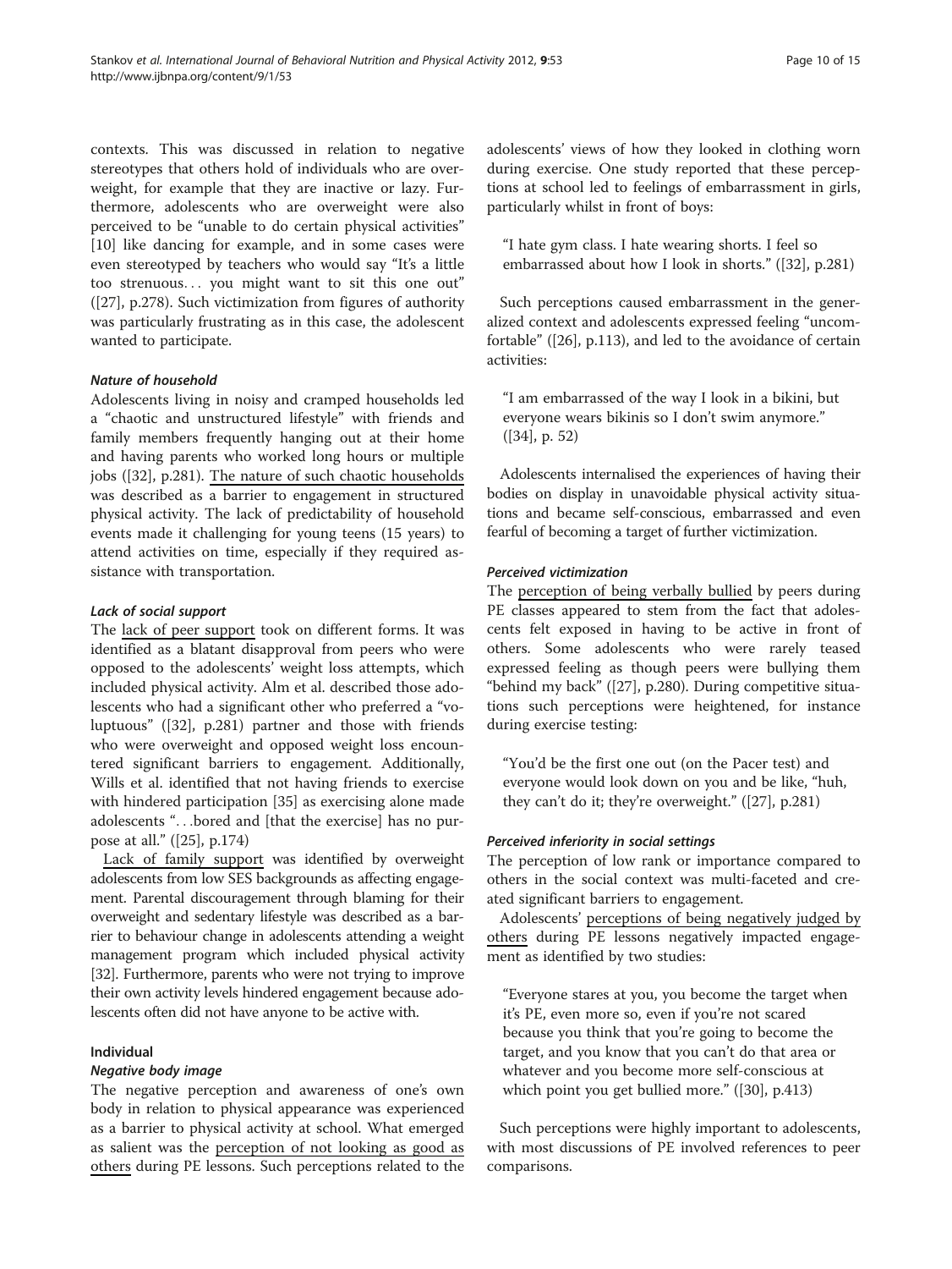contexts. This was discussed in relation to negative stereotypes that others hold of individuals who are overweight, for example that they are inactive or lazy. Furthermore, adolescents who are overweight were also perceived to be "unable to do certain physical activities" [10] like dancing for example, and in some cases were even stereotyped by teachers who would say "It's a little too strenuous… you might want to sit this one out" ([27], p.278). Such victimization from figures of authority was particularly frustrating as in this case, the adolescent wanted to participate.

#### *Nature of household*

Adolescents living in noisy and cramped households led a "chaotic and unstructured lifestyle" with friends and family members frequently hanging out at their home and having parents who worked long hours or multiple jobs ([32], p.281). The nature of such chaotic households was described as a barrier to engagement in structured physical activity. The lack of predictability of household events made it challenging for young teens (15 years) to attend activities on time, especially if they required assistance with transportation.

#### *Lack of social support*

The lack of peer support took on different forms. It was identified as a blatant disapproval from peers who were opposed to the adolescents' weight loss attempts, which included physical activity. Alm et al. described those adolescents who had a significant other who preferred a "voluptuous" ([32], p.281) partner and those with friends who were overweight and opposed weight loss encountered significant barriers to engagement. Additionally, Wills et al. identified that not having friends to exercise with hindered participation [35] as exercising alone made adolescents "…bored and [that the exercise] has no purpose at all." ([25], p.174)

Lack of family support was identified by overweight adolescents from low SES backgrounds as affecting engagement. Parental discouragement through blaming for their overweight and sedentary lifestyle was described as a barrier to behaviour change in adolescents attending a weight management program which included physical activity [32]. Furthermore, parents who were not trying to improve their own activity levels hindered engagement because adolescents often did not have anyone to be active with.

### Individual

#### *Negative body image*

The negative perception and awareness of one's own body in relation to physical appearance was experienced as a barrier to physical activity at school. What emerged as salient was the perception of not looking as good as others during PE lessons. Such perceptions related to the adolescents' views of how they looked in clothing worn during exercise. One study reported that these perceptions at school led to feelings of embarrassment in girls, particularly whilst in front of boys:

> "I hate gym class. I hate wearing shorts. I feel so embarrassed about how I look in shorts." ([32], p.281)

Such perceptions caused embarrassment in the generalized context and adolescents expressed feeling "uncomfortable" ([26], p.113), and led to the avoidance of certain activities:

> "I am embarrassed of the way I look in a bikini, but everyone wears bikinis so I don't swim anymore." ([34], p. 52)

Adolescents internalised the experiences of having their bodies on display in unavoidable physical activity situations and became self-conscious, embarrassed and even fearful of becoming a target of further victimization.

#### *Perceived victimization*

The perception of being verbally bullied by peers during PE classes appeared to stem from the fact that adolescents felt exposed in having to be active in front of others. Some adolescents who were rarely teased expressed feeling as though peers were bullying them "behind my back" ([27], p.280). During competitive situations such perceptions were heightened, for instance during exercise testing:

> "You'd be the first one out (on the Pacer test) and everyone would look down on you and be like, "huh, they can't do it; they're overweight." ([27], p.281)

#### *Perceived inferiority in social settings*

The perception of low rank or importance compared to others in the social context was multi-faceted and created significant barriers to engagement.

Adolescents' perceptions of being negatively judged by others during PE lessons negatively impacted engagement as identified by two studies:

> "Everyone stares at you, you become the target when it's PE, even more so, even if you're not scared because you think that you're going to become the target, and you know that you can't do that area or whatever and you become more self-conscious at which point you get bullied more." ([30], p.413)

Such perceptions were highly important to adolescents, with most discussions of PE involved references to peer comparisons.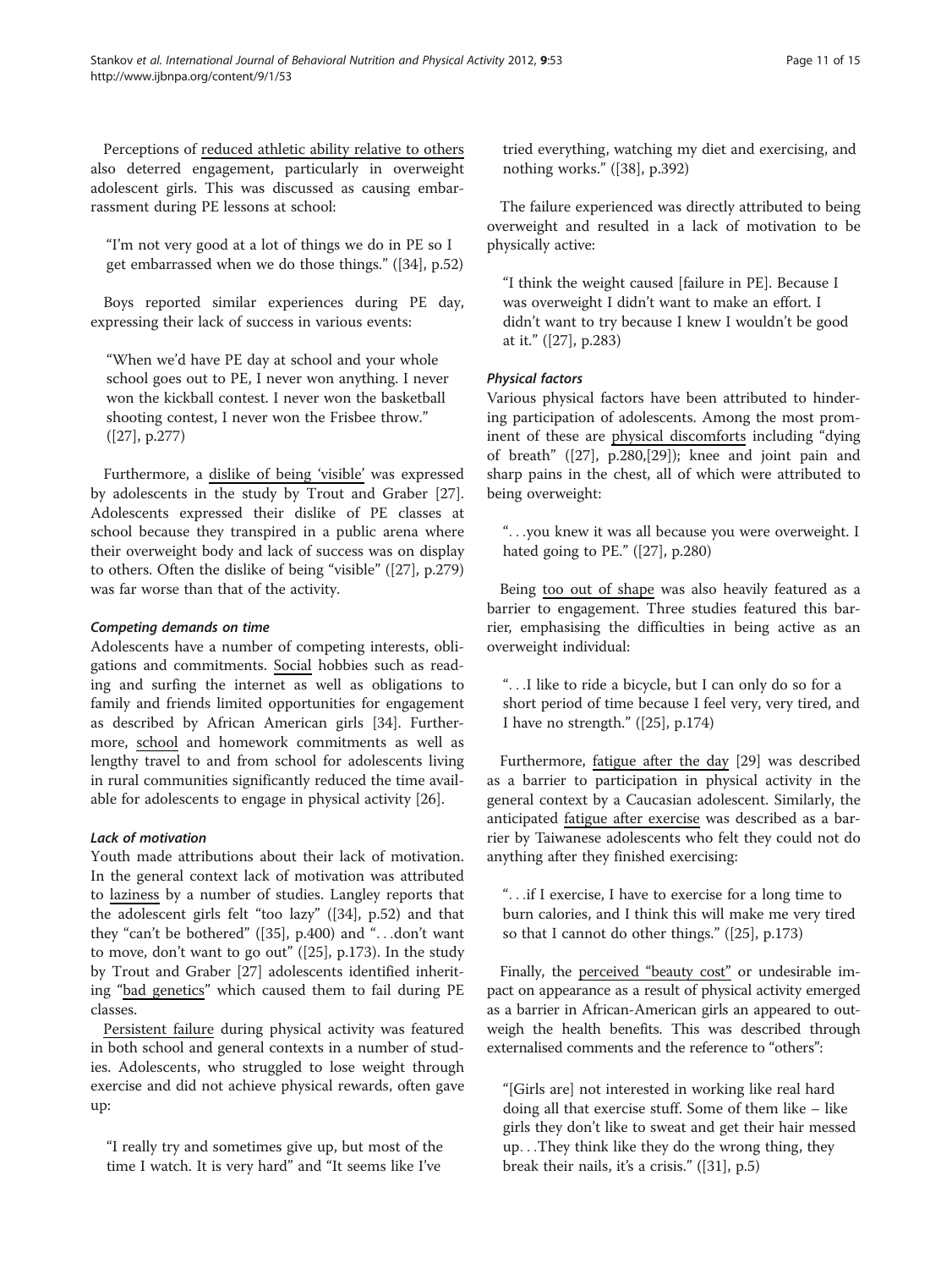Perceptions of reduced athletic ability relative to others also deterred engagement, particularly in overweight adolescent girls. This was discussed as causing embarrassment during PE lessons at school:

> "I'm not very good at a lot of things we do in PE so I get embarrassed when we do those things." ([34], p.52)

Boys reported similar experiences during PE day, expressing their lack of success in various events:

> "When we'd have PE day at school and your whole school goes out to PE, I never won anything. I never won the kickball contest. I never won the basketball shooting contest, I never won the Frisbee throw." ([27], p.277)

Furthermore, a dislike of being 'visible' was expressed by adolescents in the study by Trout and Graber [27]. Adolescents expressed their dislike of PE classes at school because they transpired in a public arena where their overweight body and lack of success was on display to others. Often the dislike of being "visible" ([27], p.279) was far worse than that of the activity.

#### *Competing demands on time*

Adolescents have a number of competing interests, obligations and commitments. Social hobbies such as reading and surfing the internet as well as obligations to family and friends limited opportunities for engagement as described by African American girls [34]. Furthermore, school and homework commitments as well as lengthy travel to and from school for adolescents living in rural communities significantly reduced the time available for adolescents to engage in physical activity [26].

#### *Lack of motivation*

Youth made attributions about their lack of motivation. In the general context lack of motivation was attributed to laziness by a number of studies. Langley reports that the adolescent girls felt "too lazy" ([34], p.52) and that they "can't be bothered" ([35], p.400) and "...don't want to move, don't want to go out" ([25], p.173). In the study by Trout and Graber [27] adolescents identified inheriting "bad genetics" which caused them to fail during PE classes.

Persistent failure during physical activity was featured in both school and general contexts in a number of studies. Adolescents, who struggled to lose weight through exercise and did not achieve physical rewards, often gave up:

> "I really try and sometimes give up, but most of the time I watch. It is very hard" and "It seems like I've tried everything, watching my diet and exercising, and nothing works." ([38], p.392)

The failure experienced was directly attributed to being overweight and resulted in a lack of motivation to be physically active:

> "I think the weight caused [failure in PE]. Because I was overweight I didn't want to make an effort. I didn't want to try because I knew I wouldn't be good at it." ([27], p.283)

#### *Physical factors*

Various physical factors have been attributed to hindering participation of adolescents. Among the most prominent of these are physical discomforts including "dying of breath" ([27], p.280,[29]); knee and joint pain and sharp pains in the chest, all of which were attributed to being overweight:

> "...you knew it was all because you were overweight. I hated going to PE." ([27], p.280)

Being too out of shape was also heavily featured as a barrier to engagement. Three studies featured this barrier, emphasising the difficulties in being active as an overweight individual:

> "...I like to ride a bicycle, but I can only do so for a short period of time because I feel very, very tired, and I have no strength." ([25], p.174)

Furthermore, fatigue after the day [29] was described as a barrier to participation in physical activity in the general context by a Caucasian adolescent. Similarly, the anticipated fatigue after exercise was described as a barrier by Taiwanese adolescents who felt they could not do anything after they finished exercising:

> "...if I exercise, I have to exercise for a long time to burn calories, and I think this will make me very tired so that I cannot do other things." ([25], p.173)

Finally, the perceived "beauty cost" or undesirable impact on appearance as a result of physical activity emerged as a barrier in African-American girls an appeared to outweigh the health benefits. This was described through externalised comments and the reference to "others":

> "[Girls are] not interested in working like real hard doing all that exercise stuff. Some of them like – like girls they don't like to sweat and get their hair messed up...They think like they do the wrong thing, they break their nails, it's a crisis." ([31], p.5)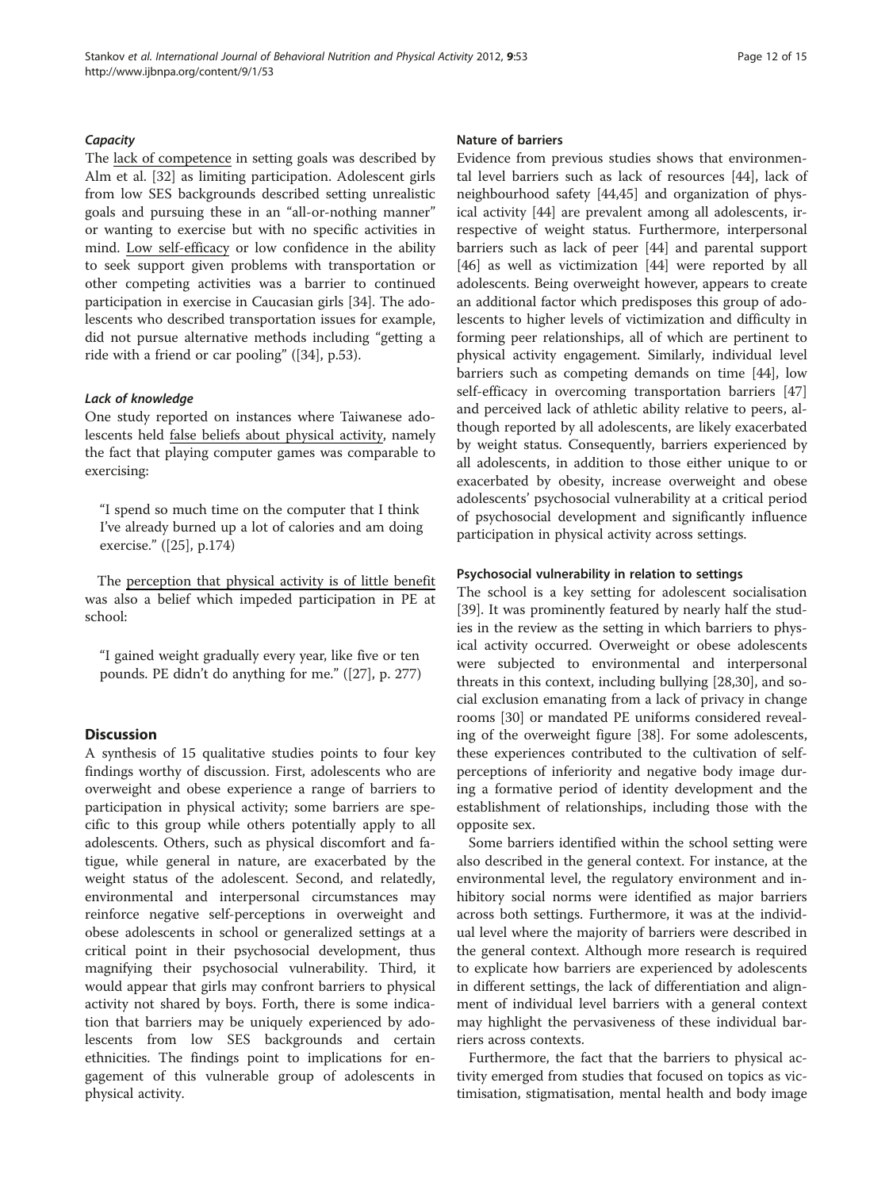#### *Capacity*

The lack of competence in setting goals was described by Alm et al. [32] as limiting participation. Adolescent girls from low SES backgrounds described setting unrealistic goals and pursuing these in an "all-or-nothing manner" or wanting to exercise but with no specific activities in mind. Low self-efficacy or low confidence in the ability to seek support given problems with transportation or other competing activities was a barrier to continued participation in exercise in Caucasian girls [34]. The adolescents who described transportation issues for example, did not pursue alternative methods including "getting a ride with a friend or car pooling" ([34], p.53).

#### *Lack of knowledge*

One study reported on instances where Taiwanese adolescents held false beliefs about physical activity, namely the fact that playing computer games was comparable to exercising:

> "I spend so much time on the computer that I think I've already burned up a lot of calories and am doing exercise." ([25], p.174)

The perception that physical activity is of little benefit was also a belief which impeded participation in PE at school:

> "I gained weight gradually every year, like five or ten pounds. PE didn't do anything for me." ([27], p. 277)

## Discussion

A synthesis of 15 qualitative studies points to four key findings worthy of discussion. First, adolescents who are overweight and obese experience a range of barriers to participation in physical activity; some barriers are specific to this group while others potentially apply to all adolescents. Others, such as physical discomfort and fatigue, while general in nature, are exacerbated by the weight status of the adolescent. Second, and relatedly, environmental and interpersonal circumstances may reinforce negative self-perceptions in overweight and obese adolescents in school or generalized settings at a critical point in their psychosocial development, thus magnifying their psychosocial vulnerability. Third, it would appear that girls may confront barriers to physical activity not shared by boys. Forth, there is some indication that barriers may be uniquely experienced by adolescents from low SES backgrounds and certain ethnicities. The findings point to implications for engagement of this vulnerable group of adolescents in physical activity.

### Nature of barriers

Evidence from previous studies shows that environmental level barriers such as lack of resources [44], lack of neighbourhood safety [44,45] and organization of physical activity [44] are prevalent among all adolescents, irrespective of weight status. Furthermore, interpersonal barriers such as lack of peer [44] and parental support [46] as well as victimization [44] were reported by all adolescents. Being overweight however, appears to create an additional factor which predisposes this group of adolescents to higher levels of victimization and difficulty in forming peer relationships, all of which are pertinent to physical activity engagement. Similarly, individual level barriers such as competing demands on time [44], low self-efficacy in overcoming transportation barriers [47] and perceived lack of athletic ability relative to peers, although reported by all adolescents, are likely exacerbated by weight status. Consequently, barriers experienced by all adolescents, in addition to those either unique to or exacerbated by obesity, increase overweight and obese adolescents' psychosocial vulnerability at a critical period of psychosocial development and significantly influence participation in physical activity across settings.

### Psychosocial vulnerability in relation to settings

The school is a key setting for adolescent socialisation [39]. It was prominently featured by nearly half the studies in the review as the setting in which barriers to physical activity occurred. Overweight or obese adolescents were subjected to environmental and interpersonal threats in this context, including bullying [28,30], and social exclusion emanating from a lack of privacy in change rooms [30] or mandated PE uniforms considered revealing of the overweight figure [38]. For some adolescents, these experiences contributed to the cultivation of self-perceptions of inferiority and negative body image during a formative period of identity development and the establishment of relationships, including those with the opposite sex.

Some barriers identified within the school setting were also described in the general context. For instance, at the environmental level, the regulatory environment and inhibitory social norms were identified as major barriers across both settings. Furthermore, it was at the individual level where the majority of barriers were described in the general context. Although more research is required to explicate how barriers are experienced by adolescents in different settings, the lack of differentiation and alignment of individual level barriers with a general context may highlight the pervasiveness of these individual barriers across contexts.

Furthermore, the fact that the barriers to physical activity emerged from studies that focused on topics as victimisation, stigmatisation, mental health and body image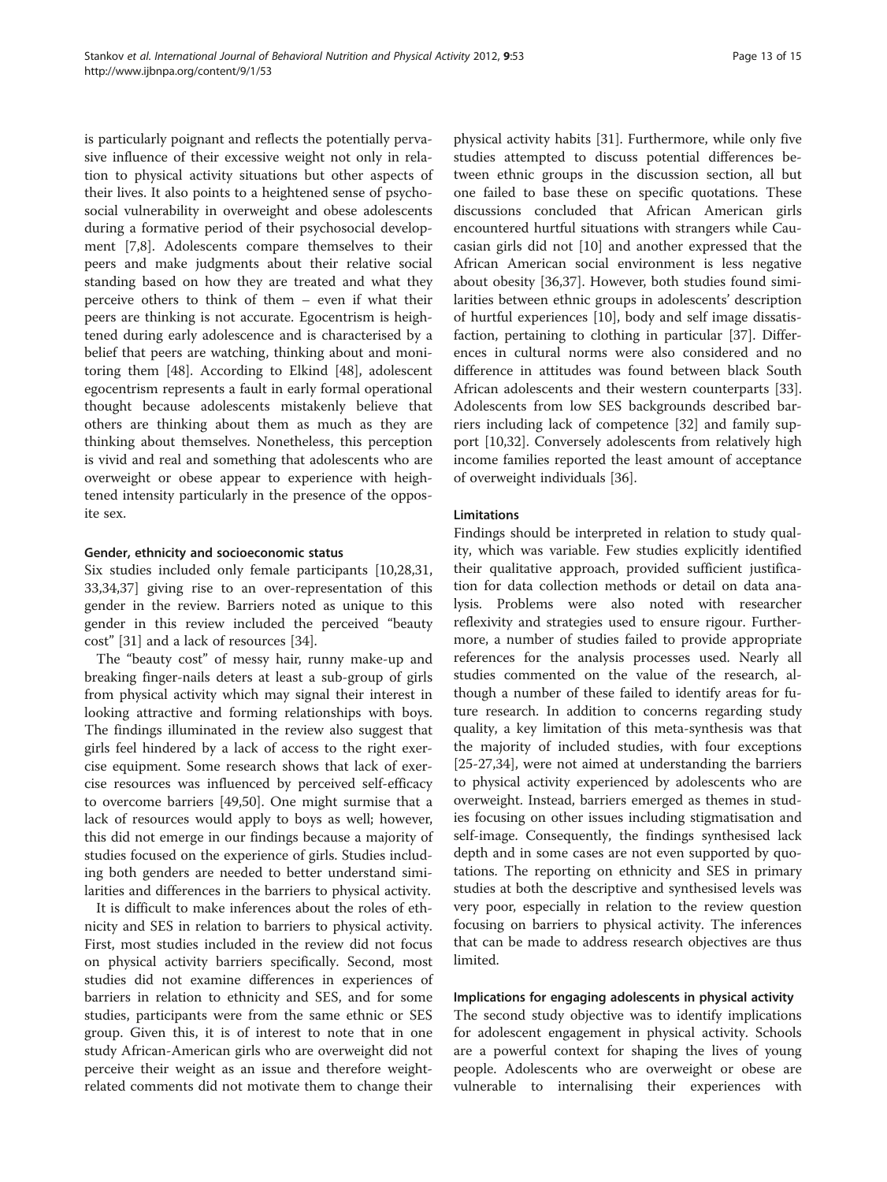is particularly poignant and reflects the potentially pervasive influence of their excessive weight not only in relation to physical activity situations but other aspects of their lives. It also points to a heightened sense of psychosocial vulnerability in overweight and obese adolescents during a formative period of their psychosocial development [7,8]. Adolescents compare themselves to their peers and make judgments about their relative social standing based on how they are treated and what they perceive others to think of them – even if what their peers are thinking is not accurate. Egocentrism is heightened during early adolescence and is characterised by a belief that peers are watching, thinking about and monitoring them [48]. According to Elkind [48], adolescent egocentrism represents a fault in early formal operational thought because adolescents mistakenly believe that others are thinking about them as much as they are thinking about themselves. Nonetheless, this perception is vivid and real and something that adolescents who are overweight or obese appear to experience with heightened intensity particularly in the presence of the opposite sex.

#### Gender, ethnicity and socioeconomic status

Six studies included only female participants [10,28,31,33,34,37] giving rise to an over-representation of this gender in the review. Barriers noted as unique to this gender in this review included the perceived "beauty cost" [31] and a lack of resources [34].

The "beauty cost" of messy hair, runny make-up and breaking finger-nails deters at least a sub-group of girls from physical activity which may signal their interest in looking attractive and forming relationships with boys. The findings illuminated in the review also suggest that girls feel hindered by a lack of access to the right exercise equipment. Some research shows that lack of exercise resources was influenced by perceived self-efficacy to overcome barriers [49,50]. One might surmise that a lack of resources would apply to boys as well; however, this did not emerge in our findings because a majority of studies focused on the experience of girls. Studies including both genders are needed to better understand similarities and differences in the barriers to physical activity.

It is difficult to make inferences about the roles of ethnicity and SES in relation to barriers to physical activity. First, most studies included in the review did not focus on physical activity barriers specifically. Second, most studies did not examine differences in experiences of barriers in relation to ethnicity and SES, and for some studies, participants were from the same ethnic or SES group. Given this, it is of interest to note that in one study African-American girls who are overweight did not perceive their weight as an issue and therefore weight-related comments did not motivate them to change their physical activity habits [31]. Furthermore, while only five studies attempted to discuss potential differences between ethnic groups in the discussion section, all but one failed to base these on specific quotations. These discussions concluded that African American girls encountered hurtful situations with strangers while Caucasian girls did not [10] and another expressed that the African American social environment is less negative about obesity [36,37]. However, both studies found similarities between ethnic groups in adolescents' description of hurtful experiences [10], body and self image dissatisfaction, pertaining to clothing in particular [37]. Differences in cultural norms were also considered and no difference in attitudes was found between black South African adolescents and their western counterparts [33]. Adolescents from low SES backgrounds described barriers including lack of competence [32] and family support [10,32]. Conversely adolescents from relatively high income families reported the least amount of acceptance of overweight individuals [36].

#### Limitations

Findings should be interpreted in relation to study quality, which was variable. Few studies explicitly identified their qualitative approach, provided sufficient justification for data collection methods or detail on data analysis. Problems were also noted with researcher reflexivity and strategies used to ensure rigour. Furthermore, a number of studies failed to provide appropriate references for the analysis processes used. Nearly all studies commented on the value of the research, although a number of these failed to identify areas for future research. In addition to concerns regarding study quality, a key limitation of this meta-synthesis was that the majority of included studies, with four exceptions [25-27,34], were not aimed at understanding the barriers to physical activity experienced by adolescents who are overweight. Instead, barriers emerged as themes in studies focusing on other issues including stigmatisation and self-image. Consequently, the findings synthesised lack depth and in some cases are not even supported by quotations. The reporting on ethnicity and SES in primary studies at both the descriptive and synthesised levels was very poor, especially in relation to the review question focusing on barriers to physical activity. The inferences that can be made to address research objectives are thus limited.

#### Implications for engaging adolescents in physical activity

The second study objective was to identify implications for adolescent engagement in physical activity. Schools are a powerful context for shaping the lives of young people. Adolescents who are overweight or obese are vulnerable to internalising their experiences with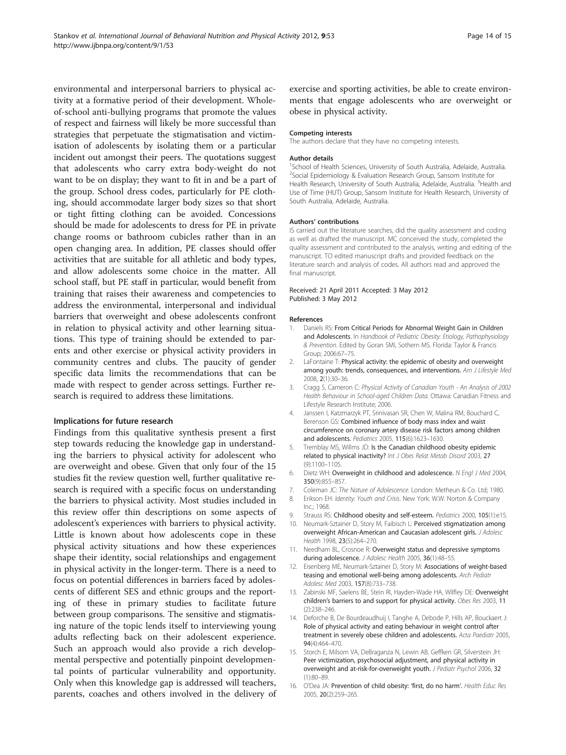environmental and interpersonal barriers to physical activity at a formative period of their development. Whole-of-school anti-bullying programs that promote the values of respect and fairness will likely be more successful than strategies that perpetuate the stigmatisation and victimisation of adolescents by isolating them or a particular incident out amongst their peers. The quotations suggest that adolescents who carry extra body-weight do not want to be on display; they want to fit in and be a part of the group. School dress codes, particularly for PE clothing, should accommodate larger body sizes so that short or tight fitting clothing can be avoided. Concessions should be made for adolescents to dress for PE in private change rooms or bathroom cubicles rather than in an open changing area. In addition, PE classes should offer activities that are suitable for all athletic and body types, and allow adolescents some choice in the matter. All school staff, but PE staff in particular, would benefit from training that raises their awareness and competencies to address the environmental, interpersonal and individual barriers that overweight and obese adolescents confront in relation to physical activity and other learning situations. This type of training should be extended to parents and other exercise or physical activity providers in community centres and clubs. The paucity of gender specific data limits the recommendations that can be made with respect to gender across settings. Further research is required to address these limitations.

#### Implications for future research

Findings from this qualitative synthesis present a first step towards reducing the knowledge gap in understanding the barriers to physical activity for adolescent who are overweight and obese. Given that only four of the 15 studies fit the review question well, further qualitative research is required with a specific focus on understanding the barriers to physical activity. Most studies included in this review offer thin descriptions on some aspects of adolescent's experiences with barriers to physical activity. Little is known about how adolescents cope in these physical activity situations and how these experiences shape their identity, social relationships and engagement in physical activity in the longer-term. There is a need to focus on potential differences in barriers faced by adolescents of different SES and ethnic groups and the reporting of these in primary studies to facilitate future between group comparisons. The sensitive and stigmatising nature of the topic lends itself to interviewing young adults reflecting back on their adolescent experience. Such an approach would also provide a rich developmental perspective and potentially pinpoint developmental points of particular vulnerability and opportunity. Only when this knowledge gap is addressed will teachers, parents, coaches and others involved in the delivery of exercise and sporting activities, be able to create environments that engage adolescents who are overweight or obese in physical activity.

#### Competing interests
The authors declare that they have no competing interests.

#### Author details
[1]School of Health Sciences, University of South Australia, Adelaide, Australia. [2]Social Epidemiology & Evaluation Research Group, Sansom Institute for Health Research, University of South Australia, Adelaide, Australia. [3]Health and Use of Time (HUT) Group, Sansom Institute for Health Research, University of South Australia, Adelaide, Australia.

#### Authors' contributions
IS carried out the literature searches, did the quality assessment and coding as well as drafted the manuscript. MC conceived the study, completed the quality assessment and contributed to the analysis, writing and editing of the manuscript. TO edited manuscript drafts and provided feedback on the literature search and analysis of codes. All authors read and approved the final manuscript.

Received: 21 April 2011 Accepted: 3 May 2012
Published: 3 May 2012

#### References

1. Daniels RS: **From Critical Periods for Abnormal Weight Gain in Children and Adolescents**. In *Handbook of Pediatric Obesity: Etiology, Pathophysiology & Prevention*. Edited by Goran SMI, Sothern MS. Florida: Taylor & Francis Group; 2006:67–75.
2. LaFontaine T: **Physical activity: the epidemic of obesity and overweight among youth: trends, consequences, and interventions.** *Am J Lifestyle Med* 2008, **2**(1):30–36.
3. Cragg S, Cameron C: *Physical Activity of Canadian Youth - An Analysis of 2002 Health Behaviour in School-aged Children Data*. Ottawa: Canadian Fitness and Lifestyle Research Institute; 2006.
4. Janssen I, Katzmarzyk PT, Srinivasan SR, Chen W, Malina RM, Bouchard C, Berenson GS: **Combined influence of body mass index and waist circumference on coronary artery disease risk factors among children and adolescents.** *Pediatrics* 2005, **115**(6):1623–1630.
5. Tremblay MS, Willms JD: **Is the Canadian childhood obesity epidemic related to physical inactivity?** *Int J Obes Relat Metab Disord* 2003, **27** (9):1100–1105.
6. Dietz WH: **Overweight in childhood and adolescence.** *N Engl J Med* 2004, **350**(9):855–857.
7. Coleman JC: *The Nature of Adolescence*. London: Metheun & Co. Ltd; 1980.
8. Erikson EH: *Identity: Youth and Crisis*. New York: W.W. Norton & Company Inc.; 1968.
9. Strauss RS: **Childhood obesity and self-esteem.** *Pediatrics* 2000, **105**(1):e15.
10. Neumark-Sztainer D, Story M, Faibisch L: **Perceived stigmatization among overweight African-American and Caucasian adolescent girls.** *J Adolesc Health* 1998, **23**(5):264–270.
11. Needham BL, Crosnoe R: **Overweight status and depressive symptoms during adolescence.** *J Adolesc Health* 2005, **36**(1):48–55.
12. Eisenberg ME, Neumark-Sztainer D, Story M: **Associations of weight-based teasing and emotional well-being among adolescents.** *Arch Pediatr Adolesc Med* 2003, **157**(8):733–738.
13. Zabinski MF, Saelens BE, Stein RI, Hayden-Wade HA, Wilfley DE: **Overweight children's barriers to and support for physical activity.** *Obes Res* 2003, **11** (2):238–246.
14. Deforche B, De Bourdeaudhuij I, Tanghe A, Debode P, Hills AP, Bouckaert J: **Role of physical activity and eating behaviour in weight control after treatment in severely obese children and adolescents.** *Acta Paediatr* 2005, **94**(4):464–470.
15. Storch E, Milsom VA, DeBraganza N, Lewin AB, Geffken GR, Silverstein JH: **Peer victimization, psychosocial adjustment, and physical activity in overweight and at-risk-for-overweight youth.** *J Pediatr Psychol* 2006, **32** (1):80–89.
16. O'Dea JA: **Prevention of child obesity: 'first, do no harm'.** *Health Educ Res* 2005, **20**(2):259–265.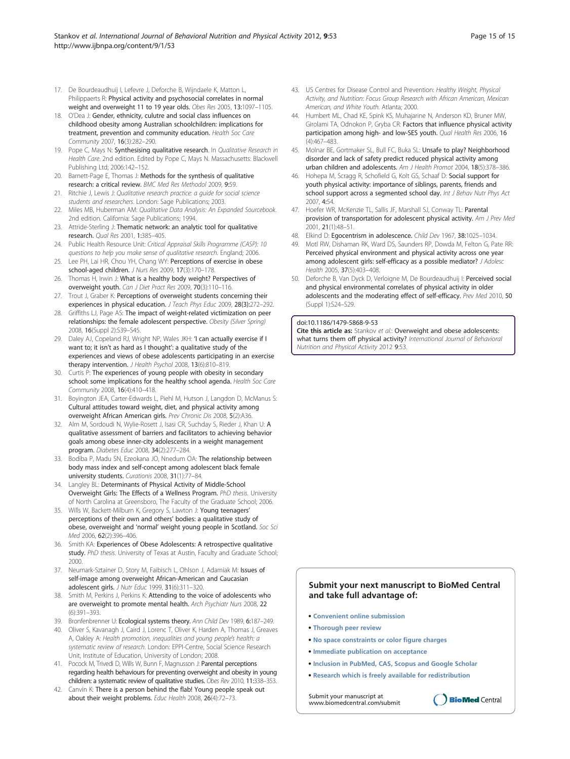17. De Bourdeaudhuij I, Lefevre J, Deforche B, Wijndaele K, Matton L, Philippaerts R: **Physical activity and psychosocial correlates in normal weight and overweight 11 to 19 year olds.** *Obes Res* 2005, **13**:1097–1105.
18. O'Dea J: **Gender, ethnicity, culutre and social class influences on childhood obesity among Australian schoolchildren: implications for treatment, prevention and community education.** *Health Soc Care Community* 2007, **16**(3):282–290.
19. Pope C, Mays N: **Synthesising qualitative research.** In *Qualitative Research in Health Care.* 2nd edition. Edited by Pope C, Mays N. Massachusetts: Blackwell Publishing Ltd; 2006:142–152.
20. Barnett-Page E, Thomas J: **Methods for the synthesis of qualitative research: a critical review.** *BMC Med Res Methodol* 2009, **9**:59.
21. Ritchie J, Lewis J: *Qualitative research practice: a guide for social science students and researchers.* London: Sage Publications; 2003.
22. Miles MB, Huberman AM: *Qualitative Data Analysis: An Expanded Sourcebook.* 2nd edition. California: Sage Publications; 1994.
23. Attride-Sterling J: **Thematic network: an analytic tool for qualitative research.** *Qual Res* 2001, **1**:385–405.
24. Public Health Resource Unit: *Critical Appraisal Skills Programme (CASP): 10 questions to help you make sense of qualitative research.* England; 2006.
25. Lee PH, Lai HR, Chou YH, Chang WY: **Perceptions of exercise in obese school-aged children.** *J Nurs Res* 2009, **17**(3):170–178.
26. Thomas H, Irwin J: **What is a healthy body weight? Perspectives of overweight youth.** *Can J Diet Pract Res* 2009, **70**(3):110–116.
27. Trout J, Graber K: **Perceptions of overweight students concerning their experiences in physical education.** *J Teach Phys Educ* 2009, **28(3)**:272–292.
28. Griffiths LJ, Page AS: **The impact of weight-related victimization on peer relationships: the female adolescent perspective.** *Obesity (Silver Spring)* 2008, **16**(Suppl 2):S39–S45.
29. Daley AJ, Copeland RJ, Wright NP, Wales JKH: **'I can actually exercise if I want to; it isn't as hard as I thought': a qualitative study of the experiences and views of obese adolescents participating in an exercise therapy intervention.** *J Health Psychol* 2008, **13**(6):810–819.
30. Curtis P: **The experiences of young people with obesity in secondary school: some implications for the healthy school agenda.** *Health Soc Care Community* 2008, **16**(4):410–418.
31. Boyington JEA, Carter-Edwards L, Piehl M, Hutson J, Langdon D, McManus S: **Cultural attitudes toward weight, diet, and physical activity among overweight African American girls.** *Prev Chronic Dis* 2008, **5**(2):A36.
32. Alm M, Sordoudi N, Wylie-Rosett J, Isasi CR, Suchday S, Rieder J, Khan U: **A qualitative assessment of barriers and facilitators to achieving behavior goals among obese inner-city adolescents in a weight management program.** *Diabetes Educ* 2008, **34**(2):277–284.
33. Bodiba P, Madu SN, Ezeokana JO, Nnedum OA: **The relationship between body mass index and self-concept among adolescent black female university students.** *Curationis* 2008, **31**(1):77–84.
34. Langley BL: **Determinants of Physical Activity of Middle-School Overweight Girls: The Effects of a Wellness Program.** *PhD thesis.* University of North Carolina at Greensboro, The Faculty of the Graduate School; 2006.
35. Wills W, Backett-Milburn K, Gregory S, Lawton J: **Young teenagers' perceptions of their own and others' bodies: a qualitative study of obese, overweight and 'normal' weight young people in Scotland.** *Soc Sci Med* 2006, **62**(2):396–406.
36. Smith KA: **Experiences of Obese Adolescents: A retrospective qualitative study.** *PhD thesis.* University of Texas at Austin, Faculty and Graduate School; 2000.
37. Neumark-Sztainer D, Story M, Faibisch L, Ohlson J, Adamiak M: **Issues of self-image among overweight African-American and Caucasian adolescent girls.** *J Nutr Educ* 1999, **31**(6):311–320.
38. Smith M, Perkins J, Perkins K: **Attending to the voice of adolescents who are overweight to promote mental health.** *Arch Psychiatr Nurs* 2008, **22** (6):391–393.
39. Bronfenbrenner U: **Ecological systems theory.** *Ann Child Dev* 1989, **6**:187–249.
40. Oliver S, Kavanagh J, Caird J, Lorenc T, Oliver K, Harden A, Thomas J, Greaves A, Oakley A: *Health promotion, inequalities and young people's health: a systematic review of research.* London: EPPI-Centre, Social Science Research Unit, Institute of Education, University of London; 2008.
41. Pocock M, Trivedi D, Wills W, Bunn F, Magnusson J: **Parental perceptions regarding health behaviours for preventing overweight and obesity in young children: a systematic review of qualitative studies.** *Obes Rev* 2010, **11**:338–353.
42. Canvin K: **There is a person behind the flab! Young people speak out about their weight problems.** *Educ Health* 2008, **26**(4):72–73.
43. US Centres for Disease Control and Prevention: *Healthy Weight, Physical Activity, and Nutrition: Focus Group Research with African American, Mexican American, and White Youth.* Atlanta; 2000.
44. Humbert ML, Chad KE, Spink KS, Muhajarine N, Anderson KD, Bruner MW, Girolami TA, Odnokon P, Gryba CR: **Factors that influence physical activity participation among high- and low-SES youth.** *Qual Health Res* 2006, **16** (4):467–483.
45. Molnar BE, Gortmaker SL, Bull FC, Buka SL: **Unsafe to play? Neighborhood disorder and lack of safety predict reduced physical activity among urban children and adolescents.** *Am J Health Promot* 2004, **18**(5):378–386.
46. Hohepa M, Scragg R, Schofield G, Kolt GS, Schaaf D: **Social support for youth physical activity: importance of siblings, parents, friends and school support across a segmented school day.** *Int J Behav Nutr Phys Act* 2007, **4**:54.
47. Hoefer WR, McKenzie TL, Sallis JF, Marshall SJ, Conway TL: **Parental provision of transportation for adolescent physical activity.** *Am J Prev Med* 2001, **21**(1):48–51.
48. Elkind D: **Egocentrism in adolescence.** *Child Dev* 1967, **38**:1025–1034.
49. Motl RW, Dishaman RK, Ward DS, Saunders RP, Dowda M, Felton G, Pate RR: **Perceived physical environment and physical activity across one year among adolescent girls: self-efficacy as a possible mediator?** *J Adolesc Health* 2005, **37**(5):403–408.
50. Deforche B, Van Dyck D, Verloigne M, De Bourdeaudhuij I: **Perceived social and physical environmental correlates of physical activity in older adolescents and the moderating effect of self-efficacy.** *Prev Med* 2010, **50** (Suppl 1):S24–S29.

doi:10.1186/1479-5868-9-53

**Cite this article as:** Stankov *et al.*: Overweight and obese adolescents: what turns them off physical activity? *International Journal of Behavioral Nutrition and Physical Activity* 2012 **9**:53.

**Submit your next manuscript to BioMed Central and take full advantage of:**

- **Convenient online submission**
- **Thorough peer review**
- **No space constraints or color figure charges**
- **Immediate publication on acceptance**
- **Inclusion in PubMed, CAS, Scopus and Google Scholar**
- **Research which is freely available for redistribution**

Submit your manuscript at www.biomedcentral.com/submit

BioMed Central